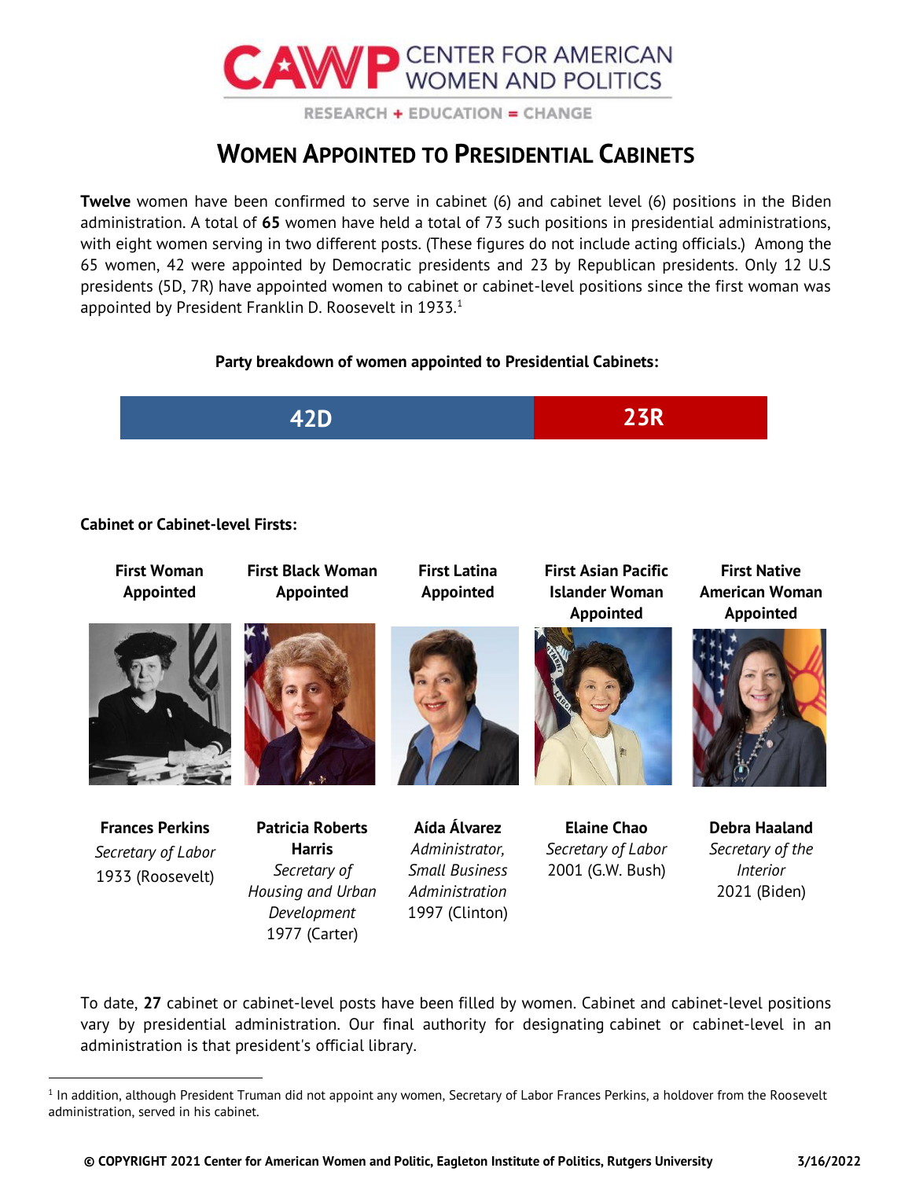CAWP CENTER FOR AMERICAN WOMEN AND POLITICS

RESEARCH + EDUCATION = CHANGE

# WOMEN APPOINTED TO PRESIDENTIAL CABINETS

**Twelve** women have been confirmed to serve in cabinet (6) and cabinet level (6) positions in the Biden administration. A total of **65** women have held a total of 73 such positions in presidential administrations, with eight women serving in two different posts. (These figures do not include acting officials.) Among the 65 women, 42 were appointed by Democratic presidents and 23 by Republican presidents. Only 12 U.S presidents (5D, 7R) have appointed women to cabinet or cabinet-level positions since the first woman was appointed by President Franklin D. Roosevelt in 1933.[1]

**Party breakdown of women appointed to Presidential Cabinets:**

| 42D | 23R |
|---|---|

**Cabinet or Cabinet-level Firsts:**

| First Woman Appointed | First Black Woman Appointed | First Latina Appointed | First Asian Pacific Islander Woman Appointed | First Native American Woman Appointed |
|---|---|---|---|---|
| **Frances Perkins** *Secretary of Labor* 1933 (Roosevelt) | **Patricia Roberts Harris** *Secretary of Housing and Urban Development* 1977 (Carter) | **Aída Álvarez** *Administrator, Small Business Administration* 1997 (Clinton) | **Elaine Chao** *Secretary of Labor* 2001 (G.W. Bush) | **Debra Haaland** *Secretary of the Interior* 2021 (Biden) |

To date, **27** cabinet or cabinet-level posts have been filled by women. Cabinet and cabinet-level positions vary by presidential administration. Our final authority for designating cabinet or cabinet-level in an administration is that president's official library.

[1] In addition, although President Truman did not appoint any women, Secretary of Labor Frances Perkins, a holdover from the Roosevelt administration, served in his cabinet.

**© COPYRIGHT 2021 Center for American Women and Politic, Eagleton Institute of Politics, Rutgers University** **3/16/2022**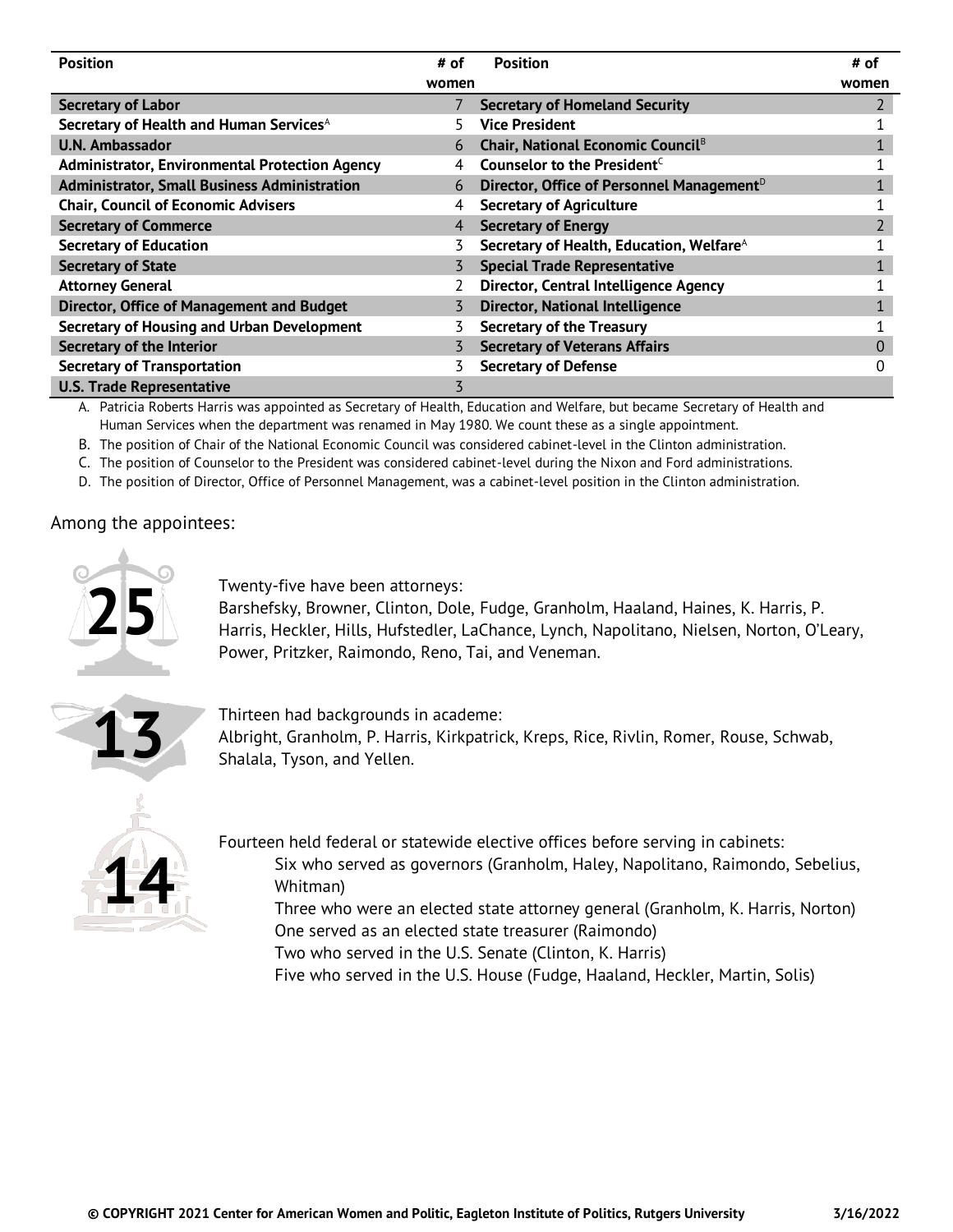| Position | # of women | Position | # of women |
|---|---|---|---|
| **Secretary of Labor** | 7 | **Secretary of Homeland Security** | 2 |
| **Secretary of Health and Human Services**[A] | 5 | **Vice President** | 1 |
| **U.N. Ambassador** | 6 | **Chair, National Economic Council**[B] | 1 |
| **Administrator, Environmental Protection Agency** | 4 | **Counselor to the President**[C] | 1 |
| **Administrator, Small Business Administration** | 6 | **Director, Office of Personnel Management**[D] | 1 |
| **Chair, Council of Economic Advisers** | 4 | **Secretary of Agriculture** | 1 |
| **Secretary of Commerce** | 4 | **Secretary of Energy** | 2 |
| **Secretary of Education** | 3 | **Secretary of Health, Education, Welfare**[A] | 1 |
| **Secretary of State** | 3 | **Special Trade Representative** | 1 |
| **Attorney General** | 2 | **Director, Central Intelligence Agency** | 1 |
| **Director, Office of Management and Budget** | 3 | **Director, National Intelligence** | 1 |
| **Secretary of Housing and Urban Development** | 3 | **Secretary of the Treasury** | 1 |
| **Secretary of the Interior** | 3 | **Secretary of Veterans Affairs** | 0 |
| **Secretary of Transportation** | 3 | **Secretary of Defense** | 0 |
| **U.S. Trade Representative** | 3 | | |

A. Patricia Roberts Harris was appointed as Secretary of Health, Education and Welfare, but became Secretary of Health and Human Services when the department was renamed in May 1980. We count these as a single appointment.

B. The position of Chair of the National Economic Council was considered cabinet-level in the Clinton administration.

C. The position of Counselor to the President was considered cabinet-level during the Nixon and Ford administrations.

D. The position of Director, Office of Personnel Management, was a cabinet-level position in the Clinton administration.

Among the appointees:

**25**

Twenty-five have been attorneys:
Barshefsky, Browner, Clinton, Dole, Fudge, Granholm, Haaland, Haines, K. Harris, P. Harris, Heckler, Hills, Hufstedler, LaChance, Lynch, Napolitano, Nielsen, Norton, O'Leary, Power, Pritzker, Raimondo, Reno, Tai, and Veneman.

**13**

Thirteen had backgrounds in academe:
Albright, Granholm, P. Harris, Kirkpatrick, Kreps, Rice, Rivlin, Romer, Rouse, Schwab, Shalala, Tyson, and Yellen.

**14**

Fourteen held federal or statewide elective offices before serving in cabinets:

- Six who served as governors (Granholm, Haley, Napolitano, Raimondo, Sebelius, Whitman)
- Three who were an elected state attorney general (Granholm, K. Harris, Norton)
- One served as an elected state treasurer (Raimondo)
- Two who served in the U.S. Senate (Clinton, K. Harris)
- Five who served in the U.S. House (Fudge, Haaland, Heckler, Martin, Solis)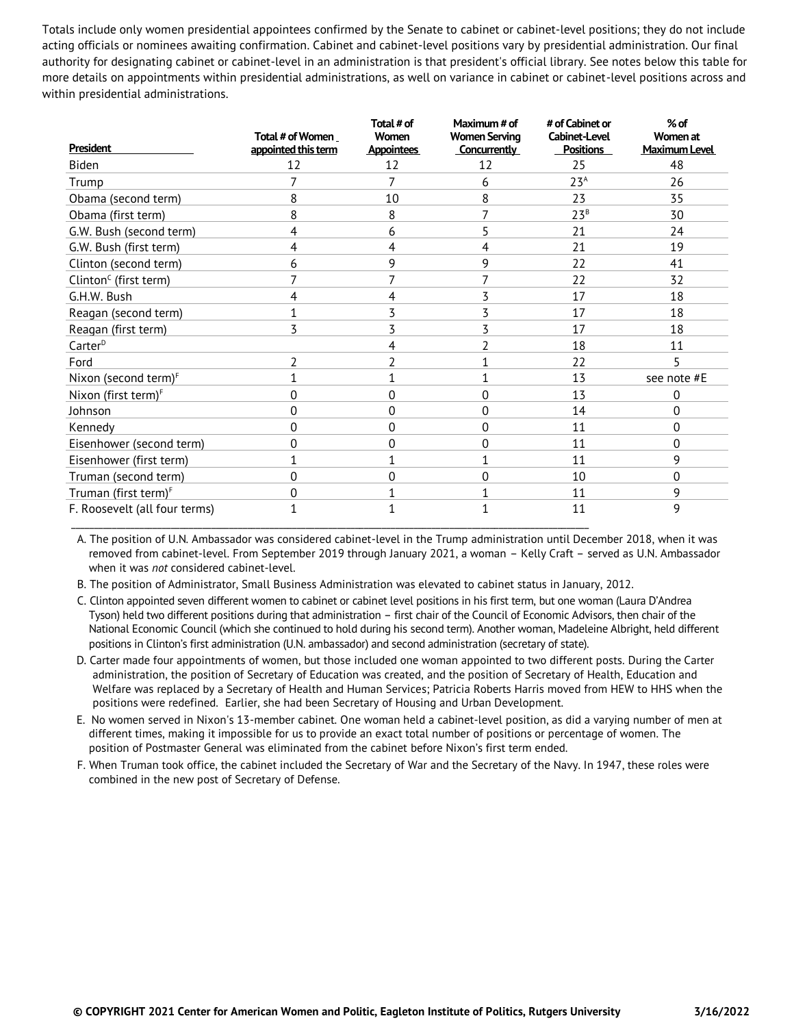Totals include only women presidential appointees confirmed by the Senate to cabinet or cabinet-level positions; they do not include acting officials or nominees awaiting confirmation. Cabinet and cabinet-level positions vary by presidential administration. Our final authority for designating cabinet or cabinet-level in an administration is that president's official library. See notes below this table for more details on appointments within presidential administrations, as well on variance in cabinet or cabinet-level positions across and within presidential administrations.

| President | Total # of Women appointed this term | Total # of Women Appointees | Maximum # of Women Serving Concurrently | # of Cabinet or Cabinet-Level Positions | % of Women at Maximum Level |
|---|---|---|---|---|---|
| Biden | 12 | 12 | 12 | 25 | 48 |
| Trump | 7 | 7 | 6 | 23[A] | 26 |
| Obama (second term) | 8 | 10 | 8 | 23 | 35 |
| Obama (first term) | 8 | 8 | 7 | 23[B] | 30 |
| G.W. Bush (second term) | 4 | 6 | 5 | 21 | 24 |
| G.W. Bush (first term) | 4 | 4 | 4 | 21 | 19 |
| Clinton (second term) | 6 | 9 | 9 | 22 | 41 |
| Clinton[C] (first term) | 7 | 7 | 7 | 22 | 32 |
| G.H.W. Bush | 4 | 4 | 3 | 17 | 18 |
| Reagan (second term) | 1 | 3 | 3 | 17 | 18 |
| Reagan (first term) | 3 | 3 | 3 | 17 | 18 |
| Carter[D] | | 4 | 2 | 18 | 11 |
| Ford | 2 | 2 | 1 | 22 | 5 |
| Nixon (second term)[F] | 1 | 1 | 1 | 13 | see note #E |
| Nixon (first term)[F] | 0 | 0 | 0 | 13 | 0 |
| Johnson | 0 | 0 | 0 | 14 | 0 |
| Kennedy | 0 | 0 | 0 | 11 | 0 |
| Eisenhower (second term) | 0 | 0 | 0 | 11 | 0 |
| Eisenhower (first term) | 1 | 1 | 1 | 11 | 9 |
| Truman (second term) | 0 | 0 | 0 | 10 | 0 |
| Truman (first term)[F] | 0 | 1 | 1 | 11 | 9 |
| F. Roosevelt (all four terms) | 1 | 1 | 1 | 11 | 9 |

A. The position of U.N. Ambassador was considered cabinet-level in the Trump administration until December 2018, when it was removed from cabinet-level. From September 2019 through January 2021, a woman – Kelly Craft – served as U.N. Ambassador when it was *not* considered cabinet-level.

B. The position of Administrator, Small Business Administration was elevated to cabinet status in January, 2012.

C. Clinton appointed seven different women to cabinet or cabinet level positions in his first term, but one woman (Laura D'Andrea Tyson) held two different positions during that administration – first chair of the Council of Economic Advisors, then chair of the National Economic Council (which she continued to hold during his second term). Another woman, Madeleine Albright, held different positions in Clinton's first administration (U.N. ambassador) and second administration (secretary of state).

D. Carter made four appointments of women, but those included one woman appointed to two different posts. During the Carter administration, the position of Secretary of Education was created, and the position of Secretary of Health, Education and Welfare was replaced by a Secretary of Health and Human Services; Patricia Roberts Harris moved from HEW to HHS when the positions were redefined. Earlier, she had been Secretary of Housing and Urban Development.

E. No women served in Nixon's 13-member cabinet. One woman held a cabinet-level position, as did a varying number of men at different times, making it impossible for us to provide an exact total number of positions or percentage of women. The position of Postmaster General was eliminated from the cabinet before Nixon's first term ended.

F. When Truman took office, the cabinet included the Secretary of War and the Secretary of the Navy. In 1947, these roles were combined in the new post of Secretary of Defense.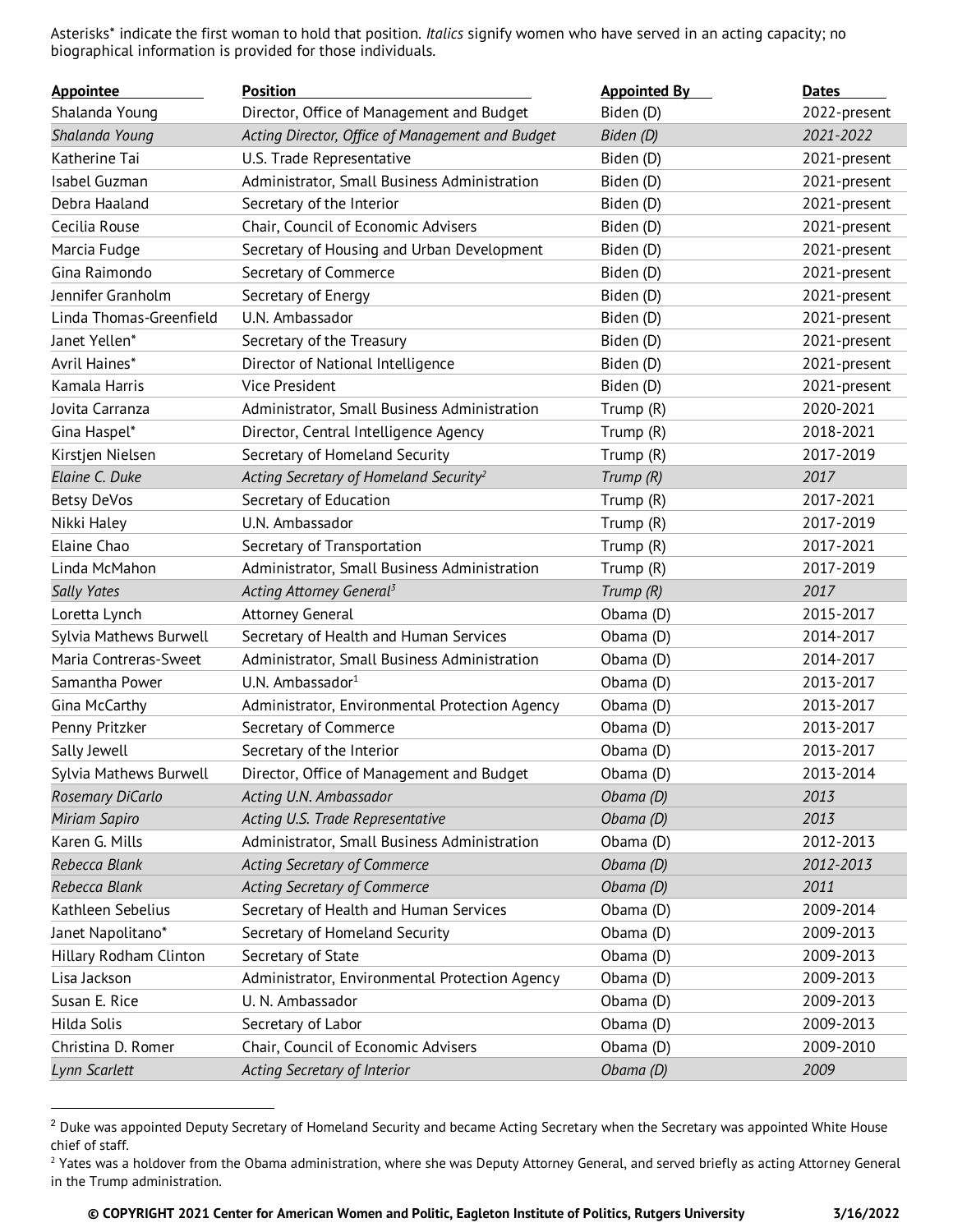Asterisks* indicate the first woman to hold that position. *Italics* signify women who have served in an acting capacity; no biographical information is provided for those individuals.

| Appointee | Position | Appointed By | Dates |
|---|---|---|---|
| Shalanda Young | Director, Office of Management and Budget | Biden (D) | 2022-present |
| *Shalanda Young* | *Acting Director, Office of Management and Budget* | *Biden (D)* | *2021-2022* |
| Katherine Tai | U.S. Trade Representative | Biden (D) | 2021-present |
| Isabel Guzman | Administrator, Small Business Administration | Biden (D) | 2021-present |
| Debra Haaland | Secretary of the Interior | Biden (D) | 2021-present |
| Cecilia Rouse | Chair, Council of Economic Advisers | Biden (D) | 2021-present |
| Marcia Fudge | Secretary of Housing and Urban Development | Biden (D) | 2021-present |
| Gina Raimondo | Secretary of Commerce | Biden (D) | 2021-present |
| Jennifer Granholm | Secretary of Energy | Biden (D) | 2021-present |
| Linda Thomas-Greenfield | U.N. Ambassador | Biden (D) | 2021-present |
| Janet Yellen* | Secretary of the Treasury | Biden (D) | 2021-present |
| Avril Haines* | Director of National Intelligence | Biden (D) | 2021-present |
| Kamala Harris | Vice President | Biden (D) | 2021-present |
| Jovita Carranza | Administrator, Small Business Administration | Trump (R) | 2020-2021 |
| Gina Haspel* | Director, Central Intelligence Agency | Trump (R) | 2018-2021 |
| Kirstjen Nielsen | Secretary of Homeland Security | Trump (R) | 2017-2019 |
| *Elaine C. Duke* | *Acting Secretary of Homeland Security[2]* | *Trump (R)* | *2017* |
| Betsy DeVos | Secretary of Education | Trump (R) | 2017-2021 |
| Nikki Haley | U.N. Ambassador | Trump (R) | 2017-2019 |
| Elaine Chao | Secretary of Transportation | Trump (R) | 2017-2021 |
| Linda McMahon | Administrator, Small Business Administration | Trump (R) | 2017-2019 |
| *Sally Yates* | *Acting Attorney General[3]* | *Trump (R)* | *2017* |
| Loretta Lynch | Attorney General | Obama (D) | 2015-2017 |
| Sylvia Mathews Burwell | Secretary of Health and Human Services | Obama (D) | 2014-2017 |
| Maria Contreras-Sweet | Administrator, Small Business Administration | Obama (D) | 2014-2017 |
| Samantha Power | U.N. Ambassador[1] | Obama (D) | 2013-2017 |
| Gina McCarthy | Administrator, Environmental Protection Agency | Obama (D) | 2013-2017 |
| Penny Pritzker | Secretary of Commerce | Obama (D) | 2013-2017 |
| Sally Jewell | Secretary of the Interior | Obama (D) | 2013-2017 |
| Sylvia Mathews Burwell | Director, Office of Management and Budget | Obama (D) | 2013-2014 |
| *Rosemary DiCarlo* | *Acting U.N. Ambassador* | *Obama (D)* | *2013* |
| *Miriam Sapiro* | *Acting U.S. Trade Representative* | *Obama (D)* | *2013* |
| Karen G. Mills | Administrator, Small Business Administration | Obama (D) | 2012-2013 |
| *Rebecca Blank* | *Acting Secretary of Commerce* | *Obama (D)* | *2012-2013* |
| *Rebecca Blank* | *Acting Secretary of Commerce* | *Obama (D)* | *2011* |
| Kathleen Sebelius | Secretary of Health and Human Services | Obama (D) | 2009-2014 |
| Janet Napolitano* | Secretary of Homeland Security | Obama (D) | 2009-2013 |
| Hillary Rodham Clinton | Secretary of State | Obama (D) | 2009-2013 |
| Lisa Jackson | Administrator, Environmental Protection Agency | Obama (D) | 2009-2013 |
| Susan E. Rice | U. N. Ambassador | Obama (D) | 2009-2013 |
| Hilda Solis | Secretary of Labor | Obama (D) | 2009-2013 |
| Christina D. Romer | Chair, Council of Economic Advisers | Obama (D) | 2009-2010 |
| *Lynn Scarlett* | *Acting Secretary of Interior* | *Obama (D)* | *2009* |

[2] Duke was appointed Deputy Secretary of Homeland Security and became Acting Secretary when the Secretary was appointed White House chief of staff.

[2] Yates was a holdover from the Obama administration, where she was Deputy Attorney General, and served briefly as acting Attorney General in the Trump administration.

**© COPYRIGHT 2021 Center for American Women and Politic, Eagleton Institute of Politics, Rutgers University** **3/16/2022**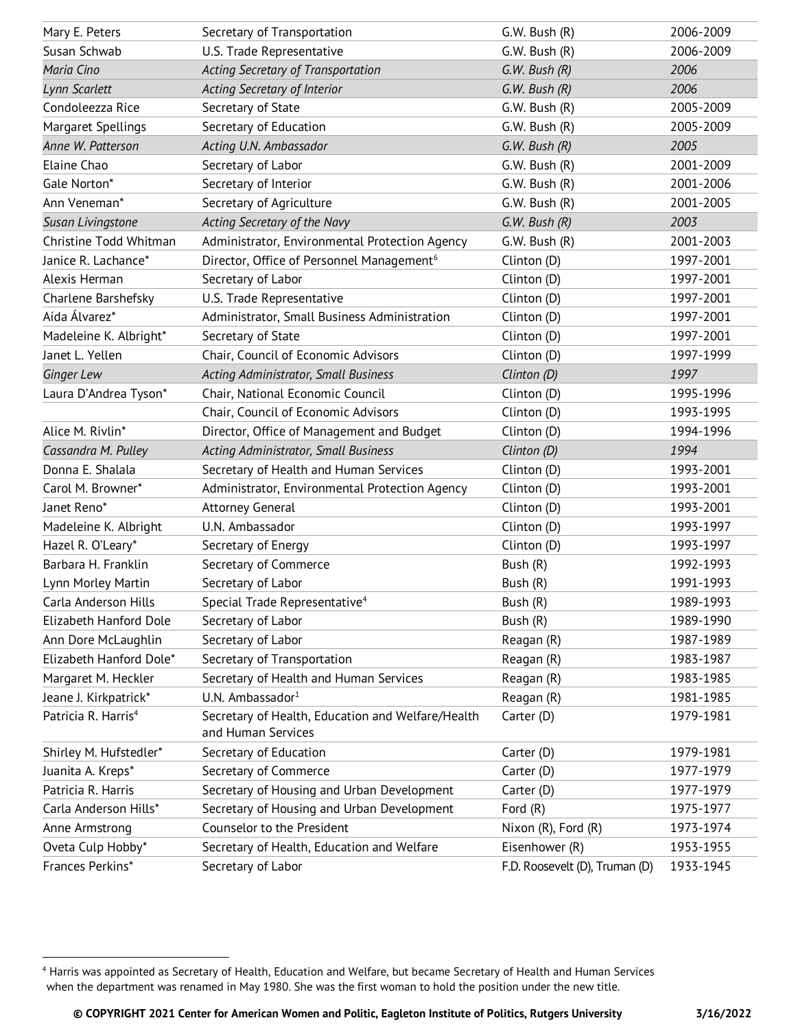| | | | |
|---|---|---|---|
| Mary E. Peters | Secretary of Transportation | G.W. Bush (R) | 2006-2009 |
| Susan Schwab | U.S. Trade Representative | G.W. Bush (R) | 2006-2009 |
| *Maria Cino* | *Acting Secretary of Transportation* | *G.W. Bush (R)* | *2006* |
| *Lynn Scarlett* | *Acting Secretary of Interior* | *G.W. Bush (R)* | *2006* |
| Condoleezza Rice | Secretary of State | G.W. Bush (R) | 2005-2009 |
| Margaret Spellings | Secretary of Education | G.W. Bush (R) | 2005-2009 |
| *Anne W. Patterson* | *Acting U.N. Ambassador* | *G.W. Bush (R)* | *2005* |
| Elaine Chao | Secretary of Labor | G.W. Bush (R) | 2001-2009 |
| Gale Norton* | Secretary of Interior | G.W. Bush (R) | 2001-2006 |
| Ann Veneman* | Secretary of Agriculture | G.W. Bush (R) | 2001-2005 |
| *Susan Livingstone* | *Acting Secretary of the Navy* | *G.W. Bush (R)* | *2003* |
| Christine Todd Whitman | Administrator, Environmental Protection Agency | G.W. Bush (R) | 2001-2003 |
| Janice R. Lachance* | Director, Office of Personnel Management[6] | Clinton (D) | 1997-2001 |
| Alexis Herman | Secretary of Labor | Clinton (D) | 1997-2001 |
| Charlene Barshefsky | U.S. Trade Representative | Clinton (D) | 1997-2001 |
| Aída Álvarez* | Administrator, Small Business Administration | Clinton (D) | 1997-2001 |
| Madeleine K. Albright* | Secretary of State | Clinton (D) | 1997-2001 |
| Janet L. Yellen | Chair, Council of Economic Advisors | Clinton (D) | 1997-1999 |
| *Ginger Lew* | *Acting Administrator, Small Business* | *Clinton (D)* | *1997* |
| Laura D'Andrea Tyson* | Chair, National Economic Council | Clinton (D) | 1995-1996 |
| | Chair, Council of Economic Advisors | Clinton (D) | 1993-1995 |
| Alice M. Rivlin* | Director, Office of Management and Budget | Clinton (D) | 1994-1996 |
| *Cassandra M. Pulley* | *Acting Administrator, Small Business* | *Clinton (D)* | *1994* |
| Donna E. Shalala | Secretary of Health and Human Services | Clinton (D) | 1993-2001 |
| Carol M. Browner* | Administrator, Environmental Protection Agency | Clinton (D) | 1993-2001 |
| Janet Reno* | Attorney General | Clinton (D) | 1993-2001 |
| Madeleine K. Albright | U.N. Ambassador | Clinton (D) | 1993-1997 |
| Hazel R. O'Leary* | Secretary of Energy | Clinton (D) | 1993-1997 |
| Barbara H. Franklin | Secretary of Commerce | Bush (R) | 1992-1993 |
| Lynn Morley Martin | Secretary of Labor | Bush (R) | 1991-1993 |
| Carla Anderson Hills | Special Trade Representative[4] | Bush (R) | 1989-1993 |
| Elizabeth Hanford Dole | Secretary of Labor | Bush (R) | 1989-1990 |
| Ann Dore McLaughlin | Secretary of Labor | Reagan (R) | 1987-1989 |
| Elizabeth Hanford Dole* | Secretary of Transportation | Reagan (R) | 1983-1987 |
| Margaret M. Heckler | Secretary of Health and Human Services | Reagan (R) | 1983-1985 |
| Jeane J. Kirkpatrick* | U.N. Ambassador[1] | Reagan (R) | 1981-1985 |
| Patricia R. Harris[4] | Secretary of Health, Education and Welfare/Health and Human Services | Carter (D) | 1979-1981 |
| Shirley M. Hufstedler* | Secretary of Education | Carter (D) | 1979-1981 |
| Juanita A. Kreps* | Secretary of Commerce | Carter (D) | 1977-1979 |
| Patricia R. Harris | Secretary of Housing and Urban Development | Carter (D) | 1977-1979 |
| Carla Anderson Hills* | Secretary of Housing and Urban Development | Ford (R) | 1975-1977 |
| Anne Armstrong | Counselor to the President | Nixon (R), Ford (R) | 1973-1974 |
| Oveta Culp Hobby* | Secretary of Health, Education and Welfare | Eisenhower (R) | 1953-1955 |
| Frances Perkins* | Secretary of Labor | F.D. Roosevelt (D), Truman (D) | 1933-1945 |

[4] Harris was appointed as Secretary of Health, Education and Welfare, but became Secretary of Health and Human Services when the department was renamed in May 1980. She was the first woman to hold the position under the new title.

**© COPYRIGHT 2021 Center for American Women and Politic, Eagleton Institute of Politics, Rutgers University** **3/16/2022**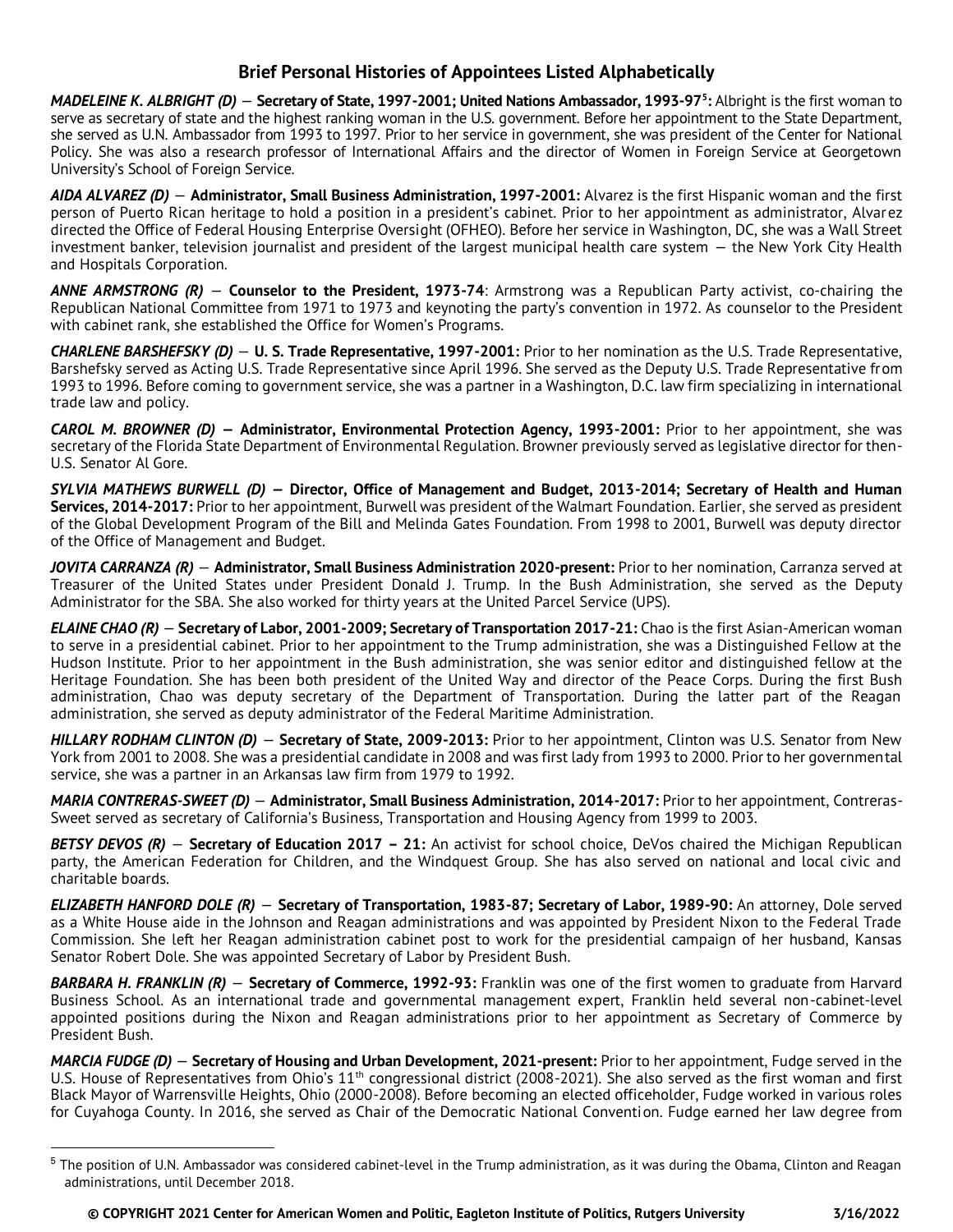## Brief Personal Histories of Appointees Listed Alphabetically

***MADELEINE K. ALBRIGHT (D)*** — **Secretary of State, 1997-2001; United Nations Ambassador, 1993-97[5]:** Albright is the first woman to serve as secretary of state and the highest ranking woman in the U.S. government. Before her appointment to the State Department, she served as U.N. Ambassador from 1993 to 1997. Prior to her service in government, she was president of the Center for National Policy. She was also a research professor of International Affairs and the director of Women in Foreign Service at Georgetown University's School of Foreign Service.

***AIDA ALVAREZ (D)*** — **Administrator, Small Business Administration, 1997-2001:** Alvarez is the first Hispanic woman and the first person of Puerto Rican heritage to hold a position in a president's cabinet. Prior to her appointment as administrator, Alvarez directed the Office of Federal Housing Enterprise Oversight (OFHEO). Before her service in Washington, DC, she was a Wall Street investment banker, television journalist and president of the largest municipal health care system — the New York City Health and Hospitals Corporation.

***ANNE ARMSTRONG (R)*** — **Counselor to the President, 1973-74**: Armstrong was a Republican Party activist, co-chairing the Republican National Committee from 1971 to 1973 and keynoting the party's convention in 1972. As counselor to the President with cabinet rank, she established the Office for Women's Programs.

***CHARLENE BARSHEFSKY (D)*** — **U. S. Trade Representative, 1997-2001:** Prior to her nomination as the U.S. Trade Representative, Barshefsky served as Acting U.S. Trade Representative since April 1996. She served as the Deputy U.S. Trade Representative from 1993 to 1996. Before coming to government service, she was a partner in a Washington, D.C. law firm specializing in international trade law and policy.

***CAROL M. BROWNER (D)*** **— Administrator, Environmental Protection Agency, 1993-2001:** Prior to her appointment, she was secretary of the Florida State Department of Environmental Regulation. Browner previously served as legislative director for then-U.S. Senator Al Gore.

***SYLVIA MATHEWS BURWELL (D)*** **— Director, Office of Management and Budget, 2013-2014; Secretary of Health and Human Services, 2014-2017:** Prior to her appointment, Burwell was president of the Walmart Foundation. Earlier, she served as president of the Global Development Program of the Bill and Melinda Gates Foundation. From 1998 to 2001, Burwell was deputy director of the Office of Management and Budget.

***JOVITA CARRANZA (R)*** — **Administrator, Small Business Administration 2020-present:** Prior to her nomination, Carranza served at Treasurer of the United States under President Donald J. Trump. In the Bush Administration, she served as the Deputy Administrator for the SBA. She also worked for thirty years at the United Parcel Service (UPS).

***ELAINE CHAO (R)*** — **Secretary of Labor, 2001-2009; Secretary of Transportation 2017-21:** Chao is the first Asian-American woman to serve in a presidential cabinet. Prior to her appointment to the Trump administration, she was a Distinguished Fellow at the Hudson Institute. Prior to her appointment in the Bush administration, she was senior editor and distinguished fellow at the Heritage Foundation. She has been both president of the United Way and director of the Peace Corps. During the first Bush administration, Chao was deputy secretary of the Department of Transportation. During the latter part of the Reagan administration, she served as deputy administrator of the Federal Maritime Administration.

***HILLARY RODHAM CLINTON (D)*** — **Secretary of State, 2009-2013:** Prior to her appointment, Clinton was U.S. Senator from New York from 2001 to 2008. She was a presidential candidate in 2008 and was first lady from 1993 to 2000. Prior to her governmental service, she was a partner in an Arkansas law firm from 1979 to 1992.

***MARIA CONTRERAS-SWEET (D)*** — **Administrator, Small Business Administration, 2014-2017:** Prior to her appointment, Contreras-Sweet served as secretary of California's Business, Transportation and Housing Agency from 1999 to 2003.

***BETSY DEVOS (R)*** — **Secretary of Education 2017 – 21:** An activist for school choice, DeVos chaired the Michigan Republican party, the American Federation for Children, and the Windquest Group. She has also served on national and local civic and charitable boards.

***ELIZABETH HANFORD DOLE (R)*** — **Secretary of Transportation, 1983-87; Secretary of Labor, 1989-90:** An attorney, Dole served as a White House aide in the Johnson and Reagan administrations and was appointed by President Nixon to the Federal Trade Commission. She left her Reagan administration cabinet post to work for the presidential campaign of her husband, Kansas Senator Robert Dole. She was appointed Secretary of Labor by President Bush.

***BARBARA H. FRANKLIN (R)*** — **Secretary of Commerce, 1992-93:** Franklin was one of the first women to graduate from Harvard Business School. As an international trade and governmental management expert, Franklin held several non-cabinet-level appointed positions during the Nixon and Reagan administrations prior to her appointment as Secretary of Commerce by President Bush.

***MARCIA FUDGE (D)*** — **Secretary of Housing and Urban Development, 2021-present:** Prior to her appointment, Fudge served in the U.S. House of Representatives from Ohio's 11th congressional district (2008-2021). She also served as the first woman and first Black Mayor of Warrensville Heights, Ohio (2000-2008). Before becoming an elected officeholder, Fudge worked in various roles for Cuyahoga County. In 2016, she served as Chair of the Democratic National Convention. Fudge earned her law degree from

[5] The position of U.N. Ambassador was considered cabinet-level in the Trump administration, as it was during the Obama, Clinton and Reagan administrations, until December 2018.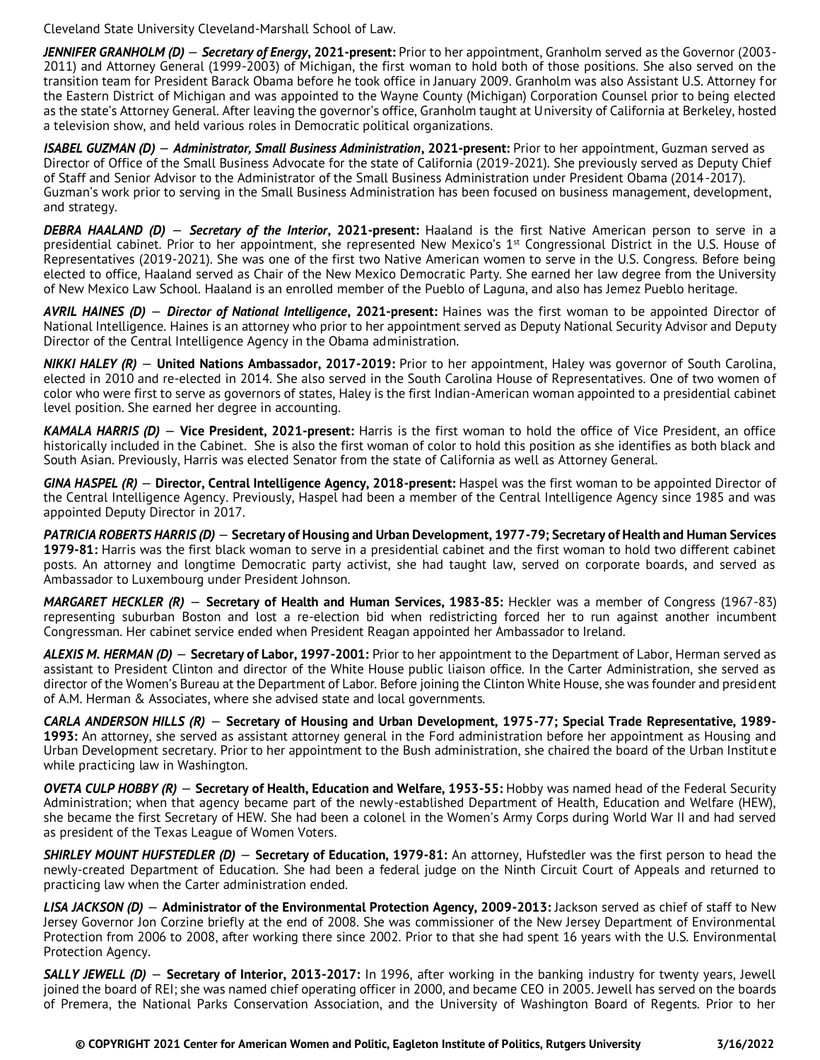Cleveland State University Cleveland-Marshall School of Law.

***JENNIFER GRANHOLM (D) — Secretary of Energy*, 2021-present:** Prior to her appointment, Granholm served as the Governor (2003-2011) and Attorney General (1999-2003) of Michigan, the first woman to hold both of those positions. She also served on the transition team for President Barack Obama before he took office in January 2009. Granholm was also Assistant U.S. Attorney for the Eastern District of Michigan and was appointed to the Wayne County (Michigan) Corporation Counsel prior to being elected as the state's Attorney General. After leaving the governor's office, Granholm taught at University of California at Berkeley, hosted a television show, and held various roles in Democratic political organizations.

***ISABEL GUZMAN (D) — Administrator, Small Business Administration*, 2021-present:** Prior to her appointment, Guzman served as Director of Office of the Small Business Advocate for the state of California (2019-2021). She previously served as Deputy Chief of Staff and Senior Advisor to the Administrator of the Small Business Administration under President Obama (2014-2017). Guzman's work prior to serving in the Small Business Administration has been focused on business management, development, and strategy.

***DEBRA HAALAND (D) — Secretary of the Interior*, 2021-present:** Haaland is the first Native American person to serve in a presidential cabinet. Prior to her appointment, she represented New Mexico's 1st Congressional District in the U.S. House of Representatives (2019-2021). She was one of the first two Native American women to serve in the U.S. Congress. Before being elected to office, Haaland served as Chair of the New Mexico Democratic Party. She earned her law degree from the University of New Mexico Law School. Haaland is an enrolled member of the Pueblo of Laguna, and also has Jemez Pueblo heritage.

***AVRIL HAINES (D) — Director of National Intelligence*, 2021-present:** Haines was the first woman to be appointed Director of National Intelligence. Haines is an attorney who prior to her appointment served as Deputy National Security Advisor and Deputy Director of the Central Intelligence Agency in the Obama administration.

***NIKKI HALEY (R)* — United Nations Ambassador, 2017-2019:** Prior to her appointment, Haley was governor of South Carolina, elected in 2010 and re-elected in 2014. She also served in the South Carolina House of Representatives. One of two women of color who were first to serve as governors of states, Haley is the first Indian-American woman appointed to a presidential cabinet level position. She earned her degree in accounting.

***KAMALA HARRIS (D)* — Vice President, 2021-present:** Harris is the first woman to hold the office of Vice President, an office historically included in the Cabinet. She is also the first woman of color to hold this position as she identifies as both black and South Asian. Previously, Harris was elected Senator from the state of California as well as Attorney General.

***GINA HASPEL (R)* — Director, Central Intelligence Agency, 2018-present:** Haspel was the first woman to be appointed Director of the Central Intelligence Agency. Previously, Haspel had been a member of the Central Intelligence Agency since 1985 and was appointed Deputy Director in 2017.

***PATRICIA ROBERTS HARRIS (D)* — Secretary of Housing and Urban Development, 1977-79; Secretary of Health and Human Services 1979-81:** Harris was the first black woman to serve in a presidential cabinet and the first woman to hold two different cabinet posts. An attorney and longtime Democratic party activist, she had taught law, served on corporate boards, and served as Ambassador to Luxembourg under President Johnson.

***MARGARET HECKLER (R)* — Secretary of Health and Human Services, 1983-85:** Heckler was a member of Congress (1967-83) representing suburban Boston and lost a re-election bid when redistricting forced her to run against another incumbent Congressman. Her cabinet service ended when President Reagan appointed her Ambassador to Ireland.

***ALEXIS M. HERMAN (D)* — Secretary of Labor, 1997-2001:** Prior to her appointment to the Department of Labor, Herman served as assistant to President Clinton and director of the White House public liaison office. In the Carter Administration, she served as director of the Women's Bureau at the Department of Labor. Before joining the Clinton White House, she was founder and president of A.M. Herman & Associates, where she advised state and local governments.

***CARLA ANDERSON HILLS (R)* — Secretary of Housing and Urban Development, 1975-77; Special Trade Representative, 1989-1993:** An attorney, she served as assistant attorney general in the Ford administration before her appointment as Housing and Urban Development secretary. Prior to her appointment to the Bush administration, she chaired the board of the Urban Institute while practicing law in Washington.

***OVETA CULP HOBBY (R)* — Secretary of Health, Education and Welfare, 1953-55:** Hobby was named head of the Federal Security Administration; when that agency became part of the newly-established Department of Health, Education and Welfare (HEW), she became the first Secretary of HEW. She had been a colonel in the Women's Army Corps during World War II and had served as president of the Texas League of Women Voters.

***SHIRLEY MOUNT HUFSTEDLER (D)* — Secretary of Education, 1979-81:** An attorney, Hufstedler was the first person to head the newly-created Department of Education. She had been a federal judge on the Ninth Circuit Court of Appeals and returned to practicing law when the Carter administration ended.

***LISA JACKSON (D)* — Administrator of the Environmental Protection Agency, 2009-2013:** Jackson served as chief of staff to New Jersey Governor Jon Corzine briefly at the end of 2008. She was commissioner of the New Jersey Department of Environmental Protection from 2006 to 2008, after working there since 2002. Prior to that she had spent 16 years with the U.S. Environmental Protection Agency.

***SALLY JEWELL (D)* — Secretary of Interior, 2013-2017:** In 1996, after working in the banking industry for twenty years, Jewell joined the board of REI; she was named chief operating officer in 2000, and became CEO in 2005. Jewell has served on the boards of Premera, the National Parks Conservation Association, and the University of Washington Board of Regents. Prior to her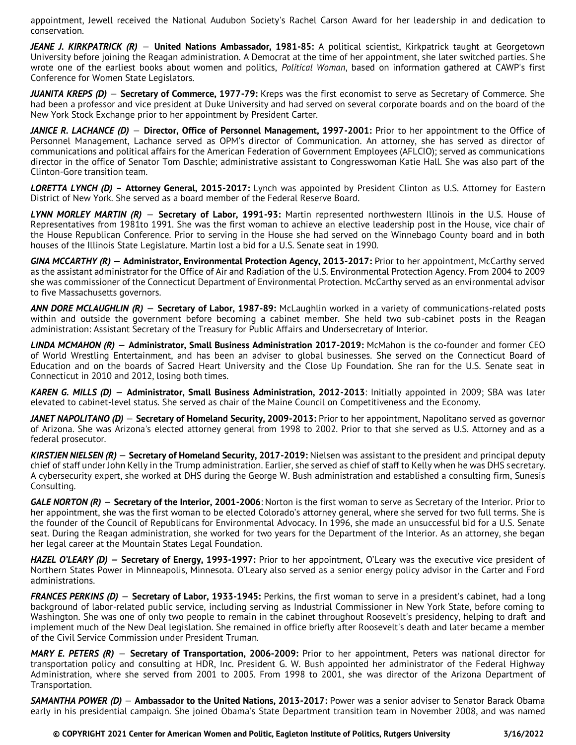appointment, Jewell received the National Audubon Society's Rachel Carson Award for her leadership in and dedication to conservation.

***JEANE J. KIRKPATRICK (R)*** — **United Nations Ambassador, 1981-85:** A political scientist, Kirkpatrick taught at Georgetown University before joining the Reagan administration. A Democrat at the time of her appointment, she later switched parties. She wrote one of the earliest books about women and politics, *Political Woman*, based on information gathered at CAWP's first Conference for Women State Legislators.

***JUANITA KREPS (D)*** — **Secretary of Commerce, 1977-79:** Kreps was the first economist to serve as Secretary of Commerce. She had been a professor and vice president at Duke University and had served on several corporate boards and on the board of the New York Stock Exchange prior to her appointment by President Carter.

***JANICE R. LACHANCE (D)*** — **Director, Office of Personnel Management, 1997-2001:** Prior to her appointment to the Office of Personnel Management, Lachance served as OPM's director of Communication. An attorney, she has served as director of communications and political affairs for the American Federation of Government Employees (AFLCIO); served as communications director in the office of Senator Tom Daschle; administrative assistant to Congresswoman Katie Hall. She was also part of the Clinton-Gore transition team.

***LORETTA LYNCH (D)*** **– Attorney General, 2015-2017:** Lynch was appointed by President Clinton as U.S. Attorney for Eastern District of New York. She served as a board member of the Federal Reserve Board.

***LYNN MORLEY MARTIN (R)*** — **Secretary of Labor, 1991-93:** Martin represented northwestern Illinois in the U.S. House of Representatives from 1981to 1991. She was the first woman to achieve an elective leadership post in the House, vice chair of the House Republican Conference. Prior to serving in the House she had served on the Winnebago County board and in both houses of the Illinois State Legislature. Martin lost a bid for a U.S. Senate seat in 1990.

***GINA MCCARTHY (R)*** — **Administrator, Environmental Protection Agency, 2013-2017:** Prior to her appointment, McCarthy served as the assistant administrator for the Office of Air and Radiation of the U.S. Environmental Protection Agency. From 2004 to 2009 she was commissioner of the Connecticut Department of Environmental Protection. McCarthy served as an environmental advisor to five Massachusetts governors.

***ANN DORE MCLAUGHLIN (R)*** — **Secretary of Labor, 1987-89:** McLaughlin worked in a variety of communications-related posts within and outside the government before becoming a cabinet member. She held two sub-cabinet posts in the Reagan administration: Assistant Secretary of the Treasury for Public Affairs and Undersecretary of Interior.

***LINDA MCMAHON (R)*** — **Administrator, Small Business Administration 2017-2019:** McMahon is the co-founder and former CEO of World Wrestling Entertainment, and has been an adviser to global businesses. She served on the Connecticut Board of Education and on the boards of Sacred Heart University and the Close Up Foundation. She ran for the U.S. Senate seat in Connecticut in 2010 and 2012, losing both times.

***KAREN G. MILLS (D)*** — **Administrator, Small Business Administration, 2012-2013**: Initially appointed in 2009; SBA was later elevated to cabinet-level status. She served as chair of the Maine Council on Competitiveness and the Economy.

***JANET NAPOLITANO (D)*** — **Secretary of Homeland Security, 2009-2013:** Prior to her appointment, Napolitano served as governor of Arizona. She was Arizona's elected attorney general from 1998 to 2002. Prior to that she served as U.S. Attorney and as a federal prosecutor.

***KIRSTJEN NIELSEN (R)*** — **Secretary of Homeland Security, 2017-2019:** Nielsen was assistant to the president and principal deputy chief of staff under John Kelly in the Trump administration. Earlier, she served as chief of staff to Kelly when he was DHS secretary. A cybersecurity expert, she worked at DHS during the George W. Bush administration and established a consulting firm, Sunesis Consulting.

***GALE NORTON (R)*** — **Secretary of the Interior, 2001-2006**: Norton is the first woman to serve as Secretary of the Interior. Prior to her appointment, she was the first woman to be elected Colorado's attorney general, where she served for two full terms. She is the founder of the Council of Republicans for Environmental Advocacy. In 1996, she made an unsuccessful bid for a U.S. Senate seat. During the Reagan administration, she worked for two years for the Department of the Interior. As an attorney, she began her legal career at the Mountain States Legal Foundation.

***HAZEL O'LEARY (D)*** **— Secretary of Energy, 1993-1997:** Prior to her appointment, O'Leary was the executive vice president of Northern States Power in Minneapolis, Minnesota. O'Leary also served as a senior energy policy advisor in the Carter and Ford administrations.

***FRANCES PERKINS (D)*** — **Secretary of Labor, 1933-1945:** Perkins, the first woman to serve in a president's cabinet, had a long background of labor-related public service, including serving as Industrial Commissioner in New York State, before coming to Washington. She was one of only two people to remain in the cabinet throughout Roosevelt's presidency, helping to draft and implement much of the New Deal legislation. She remained in office briefly after Roosevelt's death and later became a member of the Civil Service Commission under President Truman.

***MARY E. PETERS (R)*** — **Secretary of Transportation, 2006-2009:** Prior to her appointment, Peters was national director for transportation policy and consulting at HDR, Inc. President G. W. Bush appointed her administrator of the Federal Highway Administration, where she served from 2001 to 2005. From 1998 to 2001, she was director of the Arizona Department of Transportation.

***SAMANTHA POWER (D)*** — **Ambassador to the United Nations, 2013-2017:** Power was a senior adviser to Senator Barack Obama early in his presidential campaign. She joined Obama's State Department transition team in November 2008, and was named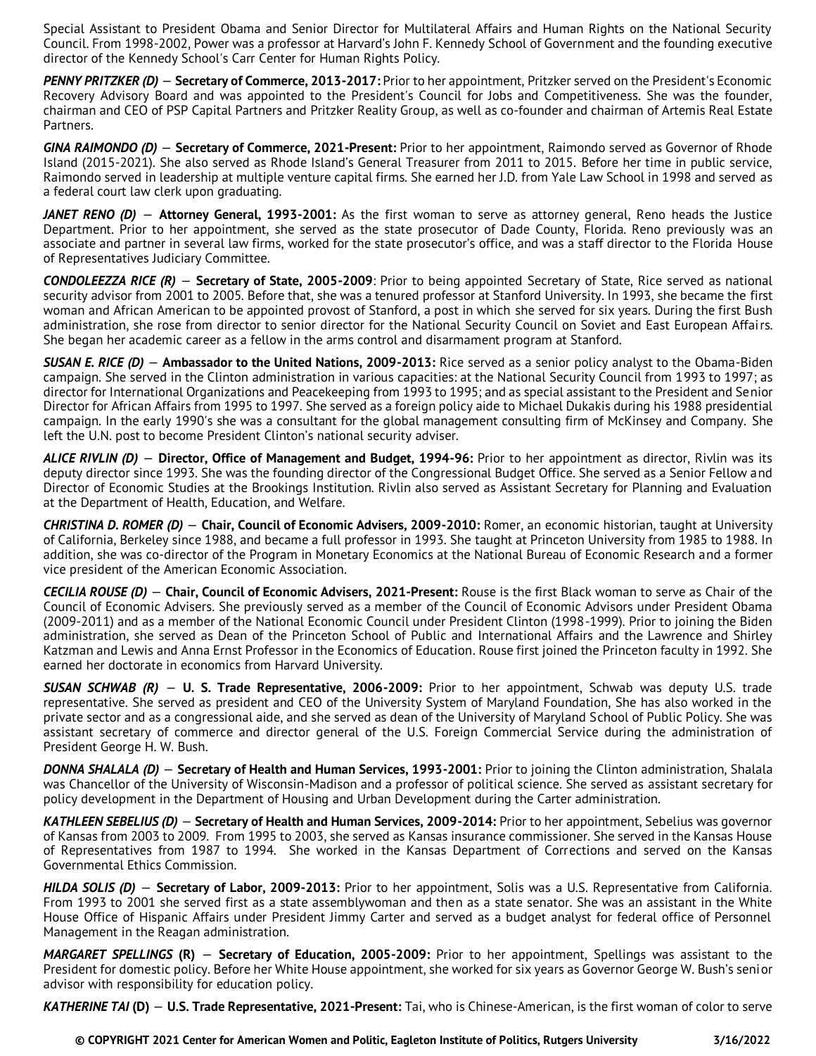Special Assistant to President Obama and Senior Director for Multilateral Affairs and Human Rights on the National Security Council. From 1998-2002, Power was a professor at Harvard's John F. Kennedy School of Government and the founding executive director of the Kennedy School's Carr Center for Human Rights Policy.

***PENNY PRITZKER (D)*** — **Secretary of Commerce, 2013-2017:** Prior to her appointment, Pritzker served on the President's Economic Recovery Advisory Board and was appointed to the President's Council for Jobs and Competitiveness. She was the founder, chairman and CEO of PSP Capital Partners and Pritzker Reality Group, as well as co-founder and chairman of Artemis Real Estate Partners.

***GINA RAIMONDO (D)*** — **Secretary of Commerce, 2021-Present:** Prior to her appointment, Raimondo served as Governor of Rhode Island (2015-2021). She also served as Rhode Island's General Treasurer from 2011 to 2015. Before her time in public service, Raimondo served in leadership at multiple venture capital firms. She earned her J.D. from Yale Law School in 1998 and served as a federal court law clerk upon graduating.

***JANET RENO (D)*** — **Attorney General, 1993-2001:** As the first woman to serve as attorney general, Reno heads the Justice Department. Prior to her appointment, she served as the state prosecutor of Dade County, Florida. Reno previously was an associate and partner in several law firms, worked for the state prosecutor's office, and was a staff director to the Florida House of Representatives Judiciary Committee.

***CONDOLEEZZA RICE (R)*** — **Secretary of State, 2005-2009**: Prior to being appointed Secretary of State, Rice served as national security advisor from 2001 to 2005. Before that, she was a tenured professor at Stanford University. In 1993, she became the first woman and African American to be appointed provost of Stanford, a post in which she served for six years. During the first Bush administration, she rose from director to senior director for the National Security Council on Soviet and East European Affairs. She began her academic career as a fellow in the arms control and disarmament program at Stanford.

***SUSAN E. RICE (D)*** — **Ambassador to the United Nations, 2009-2013:** Rice served as a senior policy analyst to the Obama-Biden campaign. She served in the Clinton administration in various capacities: at the National Security Council from 1993 to 1997; as director for International Organizations and Peacekeeping from 1993 to 1995; and as special assistant to the President and Senior Director for African Affairs from 1995 to 1997. She served as a foreign policy aide to Michael Dukakis during his 1988 presidential campaign. In the early 1990's she was a consultant for the global management consulting firm of McKinsey and Company. She left the U.N. post to become President Clinton's national security adviser.

***ALICE RIVLIN (D)*** — **Director, Office of Management and Budget, 1994-96:** Prior to her appointment as director, Rivlin was its deputy director since 1993. She was the founding director of the Congressional Budget Office. She served as a Senior Fellow and Director of Economic Studies at the Brookings Institution. Rivlin also served as Assistant Secretary for Planning and Evaluation at the Department of Health, Education, and Welfare.

***CHRISTINA D. ROMER (D)*** — **Chair, Council of Economic Advisers, 2009-2010:** Romer, an economic historian, taught at University of California, Berkeley since 1988, and became a full professor in 1993. She taught at Princeton University from 1985 to 1988. In addition, she was co-director of the Program in Monetary Economics at the National Bureau of Economic Research and a former vice president of the American Economic Association.

***CECILIA ROUSE (D)*** — **Chair, Council of Economic Advisers, 2021-Present:** Rouse is the first Black woman to serve as Chair of the Council of Economic Advisers. She previously served as a member of the Council of Economic Advisors under President Obama (2009-2011) and as a member of the National Economic Council under President Clinton (1998-1999). Prior to joining the Biden administration, she served as Dean of the Princeton School of Public and International Affairs and the Lawrence and Shirley Katzman and Lewis and Anna Ernst Professor in the Economics of Education. Rouse first joined the Princeton faculty in 1992. She earned her doctorate in economics from Harvard University.

***SUSAN SCHWAB (R)*** — **U. S. Trade Representative, 2006-2009:** Prior to her appointment, Schwab was deputy U.S. trade representative. She served as president and CEO of the University System of Maryland Foundation, She has also worked in the private sector and as a congressional aide, and she served as dean of the University of Maryland School of Public Policy. She was assistant secretary of commerce and director general of the U.S. Foreign Commercial Service during the administration of President George H. W. Bush.

***DONNA SHALALA (D)*** — **Secretary of Health and Human Services, 1993-2001:** Prior to joining the Clinton administration, Shalala was Chancellor of the University of Wisconsin-Madison and a professor of political science. She served as assistant secretary for policy development in the Department of Housing and Urban Development during the Carter administration.

***KATHLEEN SEBELIUS (D)*** — **Secretary of Health and Human Services, 2009-2014:** Prior to her appointment, Sebelius was governor of Kansas from 2003 to 2009. From 1995 to 2003, she served as Kansas insurance commissioner. She served in the Kansas House of Representatives from 1987 to 1994. She worked in the Kansas Department of Corrections and served on the Kansas Governmental Ethics Commission.

***HILDA SOLIS (D)*** — **Secretary of Labor, 2009-2013:** Prior to her appointment, Solis was a U.S. Representative from California. From 1993 to 2001 she served first as a state assemblywoman and then as a state senator. She was an assistant in the White House Office of Hispanic Affairs under President Jimmy Carter and served as a budget analyst for federal office of Personnel Management in the Reagan administration.

***MARGARET SPELLINGS*** **(R)** — **Secretary of Education, 2005-2009:** Prior to her appointment, Spellings was assistant to the President for domestic policy. Before her White House appointment, she worked for six years as Governor George W. Bush's senior advisor with responsibility for education policy.

***KATHERINE TAI*** **(D)** — **U.S. Trade Representative, 2021-Present:** Tai, who is Chinese-American, is the first woman of color to serve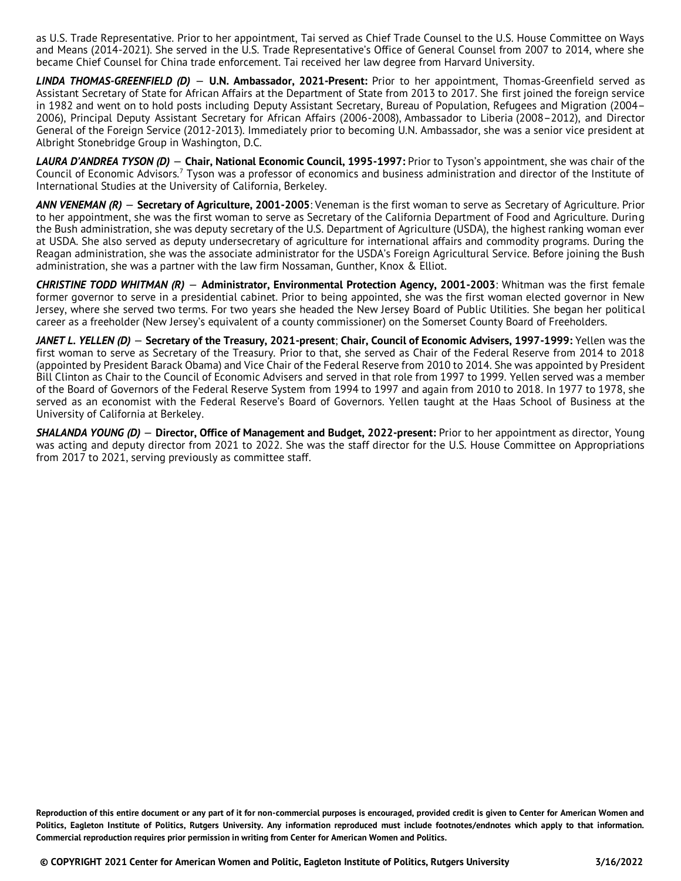as U.S. Trade Representative. Prior to her appointment, Tai served as Chief Trade Counsel to the U.S. House Committee on Ways and Means (2014-2021). She served in the U.S. Trade Representative's Office of General Counsel from 2007 to 2014, where she became Chief Counsel for China trade enforcement. Tai received her law degree from Harvard University.

***LINDA THOMAS-GREENFIELD (D)*** — **U.N. Ambassador, 2021-Present:** Prior to her appointment, Thomas-Greenfield served as Assistant Secretary of State for African Affairs at the Department of State from 2013 to 2017. She first joined the foreign service in 1982 and went on to hold posts including Deputy Assistant Secretary, Bureau of Population, Refugees and Migration (2004–2006), Principal Deputy Assistant Secretary for African Affairs (2006-2008), Ambassador to Liberia (2008–2012), and Director General of the Foreign Service (2012-2013). Immediately prior to becoming U.N. Ambassador, she was a senior vice president at Albright Stonebridge Group in Washington, D.C.

***LAURA D'ANDREA TYSON (D)*** — **Chair, National Economic Council, 1995-1997:** Prior to Tyson's appointment, she was chair of the Council of Economic Advisors.[7] Tyson was a professor of economics and business administration and director of the Institute of International Studies at the University of California, Berkeley.

***ANN VENEMAN (R)*** — **Secretary of Agriculture, 2001-2005**: Veneman is the first woman to serve as Secretary of Agriculture. Prior to her appointment, she was the first woman to serve as Secretary of the California Department of Food and Agriculture. During the Bush administration, she was deputy secretary of the U.S. Department of Agriculture (USDA), the highest ranking woman ever at USDA. She also served as deputy undersecretary of agriculture for international affairs and commodity programs. During the Reagan administration, she was the associate administrator for the USDA's Foreign Agricultural Service. Before joining the Bush administration, she was a partner with the law firm Nossaman, Gunther, Knox & Elliot.

***CHRISTINE TODD WHITMAN (R)*** — **Administrator, Environmental Protection Agency, 2001-2003**: Whitman was the first female former governor to serve in a presidential cabinet. Prior to being appointed, she was the first woman elected governor in New Jersey, where she served two terms. For two years she headed the New Jersey Board of Public Utilities. She began her political career as a freeholder (New Jersey's equivalent of a county commissioner) on the Somerset County Board of Freeholders.

***JANET L. YELLEN (D)*** — **Secretary of the Treasury, 2021-present**; **Chair, Council of Economic Advisers, 1997-1999:** Yellen was the first woman to serve as Secretary of the Treasury. Prior to that, she served as Chair of the Federal Reserve from 2014 to 2018 (appointed by President Barack Obama) and Vice Chair of the Federal Reserve from 2010 to 2014. She was appointed by President Bill Clinton as Chair to the Council of Economic Advisers and served in that role from 1997 to 1999. Yellen served was a member of the Board of Governors of the Federal Reserve System from 1994 to 1997 and again from 2010 to 2018. In 1977 to 1978, she served as an economist with the Federal Reserve's Board of Governors. Yellen taught at the Haas School of Business at the University of California at Berkeley.

***SHALANDA YOUNG (D)*** — **Director, Office of Management and Budget, 2022-present:** Prior to her appointment as director, Young was acting and deputy director from 2021 to 2022. She was the staff director for the U.S. House Committee on Appropriations from 2017 to 2021, serving previously as committee staff.

**Reproduction of this entire document or any part of it for non-commercial purposes is encouraged, provided credit is given to Center for American Women and Politics, Eagleton Institute of Politics, Rutgers University. Any information reproduced must include footnotes/endnotes which apply to that information. Commercial reproduction requires prior permission in writing from Center for American Women and Politics.**

**© COPYRIGHT 2021 Center for American Women and Politic, Eagleton Institute of Politics, Rutgers University 3/16/2022**